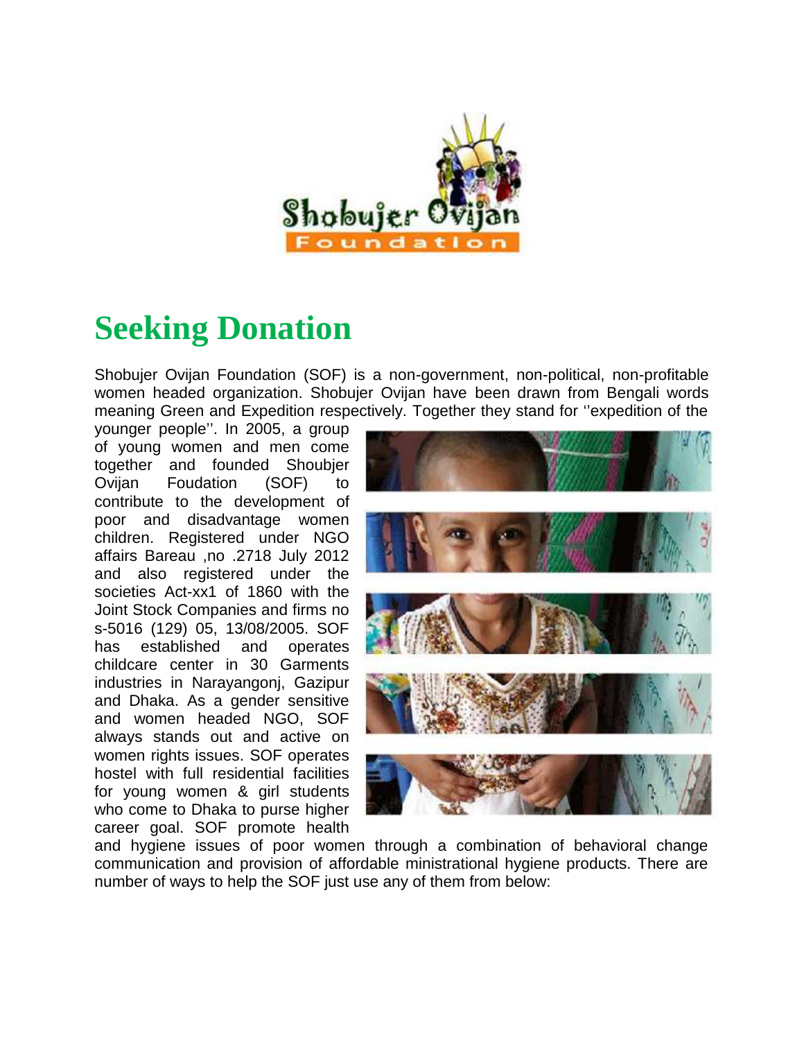# Seeking Donation

Shobujer Ovijan Foundation (SOF) is a non-government, non-political, non-profitable women headed organization. Shobujer Ovijan have been drawn from Bengali words meaning Green and Expedition respectively. Together they stand for ''expedition of the younger people''. In 2005, a group of young women and men come together and founded Shoubjer Ovijan Foudation (SOF) to contribute to the development of poor and disadvantage women children. Registered under NGO affairs Bareau ,no .2718 July 2012 and also registered under the societies Act-xx1 of 1860 with the Joint Stock Companies and firms no s-5016 (129) 05, 13/08/2005. SOF has established and operates childcare center in 30 Garments industries in Narayangonj, Gazipur and Dhaka. As a gender sensitive and women headed NGO, SOF always stands out and active on women rights issues. SOF operates hostel with full residential facilities for young women & girl students who come to Dhaka to purse higher career goal. SOF promote health and hygiene issues of poor women through a combination of behavioral change communication and provision of affordable ministrational hygiene products. There are number of ways to help the SOF just use any of them from below: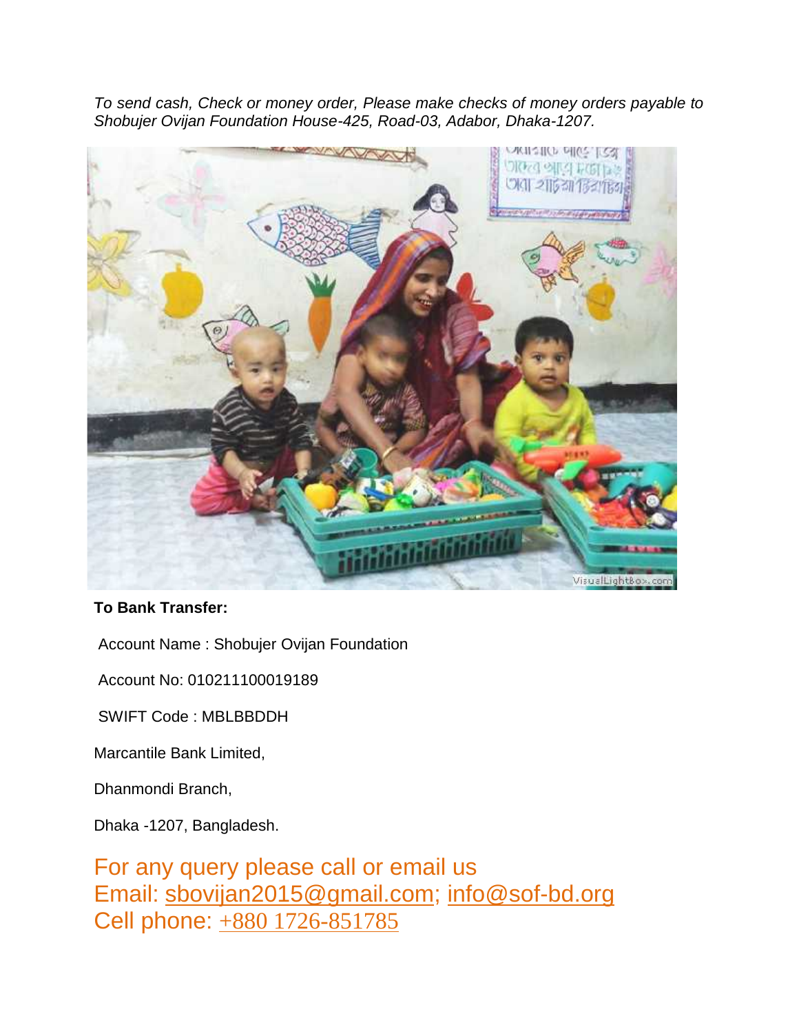*To send cash, Check or money order, Please make checks of money orders payable to Shobujer Ovijan Foundation House-425, Road-03, Adabor, Dhaka-1207.*

**To Bank Transfer:**

Account Name : Shobujer Ovijan Foundation

Account No: 010211100019189

SWIFT Code : MBLBBDDH

Marcantile Bank Limited,

Dhanmondi Branch,

Dhaka -1207, Bangladesh.

For any query please call or email us
Email: sbovijan2015@gmail.com; info@sof-bd.org
Cell phone: +880 1726-851785